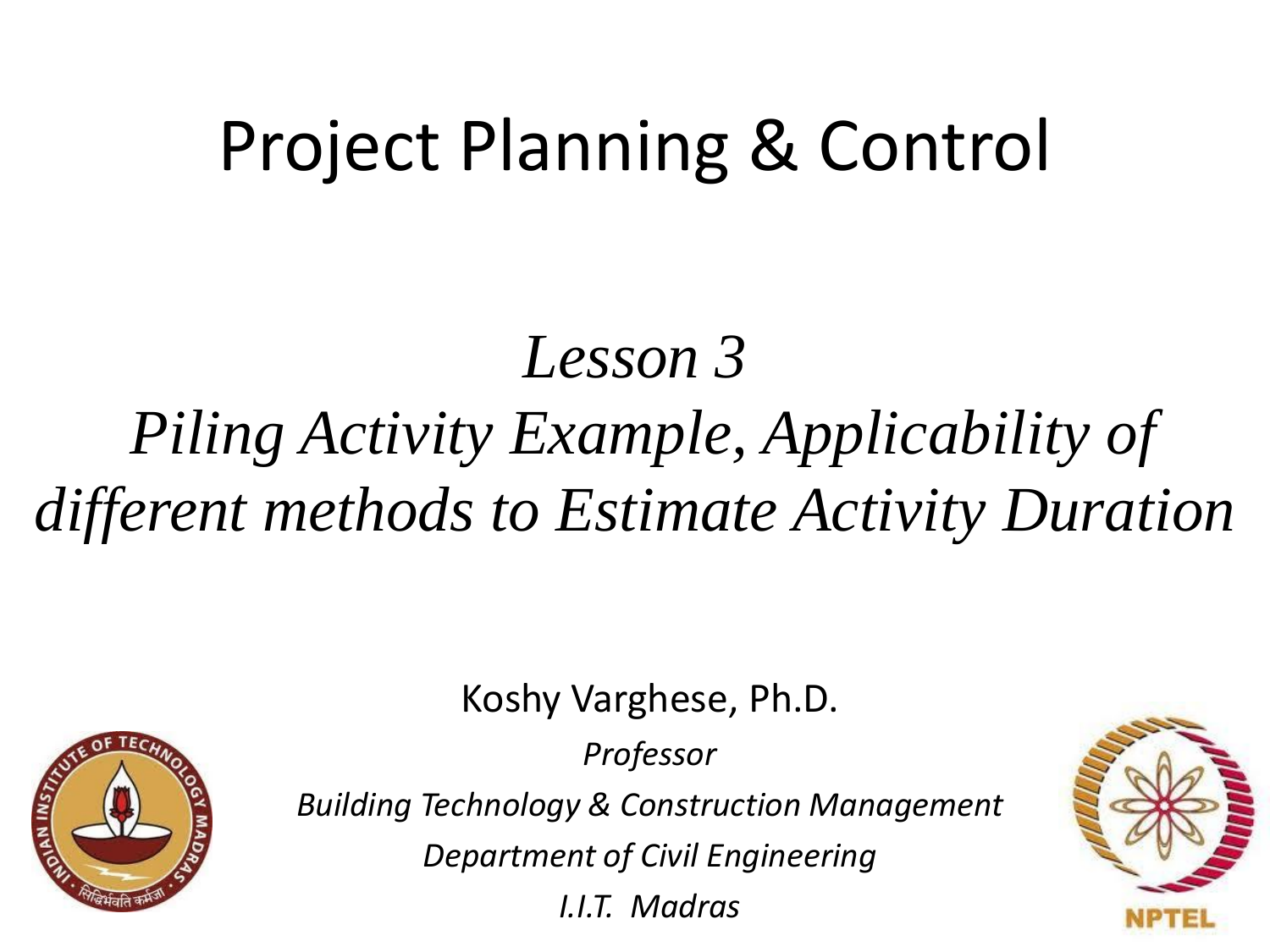# Project Planning & Control

## *Lesson 3*

## *Piling Activity Example, Applicability of different methods to Estimate Activity Duration*

Koshy Varghese, Ph.D.

*Professor*

*Building Technology & Construction Management*

*Department of Civil Engineering*

*I.I.T. Madras*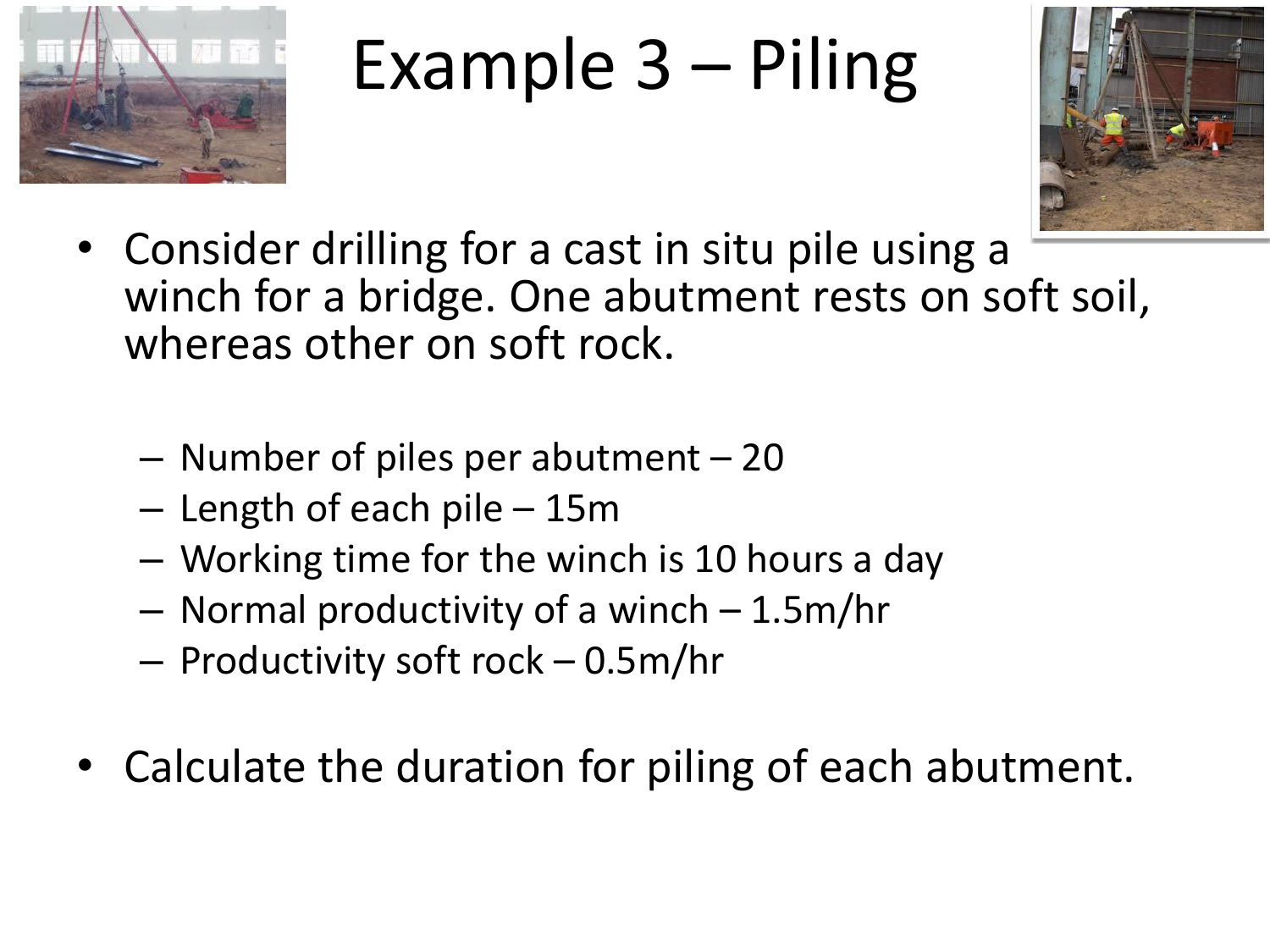# Example 3 – Piling

- Consider drilling for a cast in situ pile using a winch for a bridge. One abutment rests on soft soil, whereas other on soft rock.
  - Number of piles per abutment – 20
  - Length of each pile – 15m
  - Working time for the winch is 10 hours a day
  - Normal productivity of a winch – 1.5m/hr
  - Productivity soft rock – 0.5m/hr
- Calculate the duration for piling of each abutment.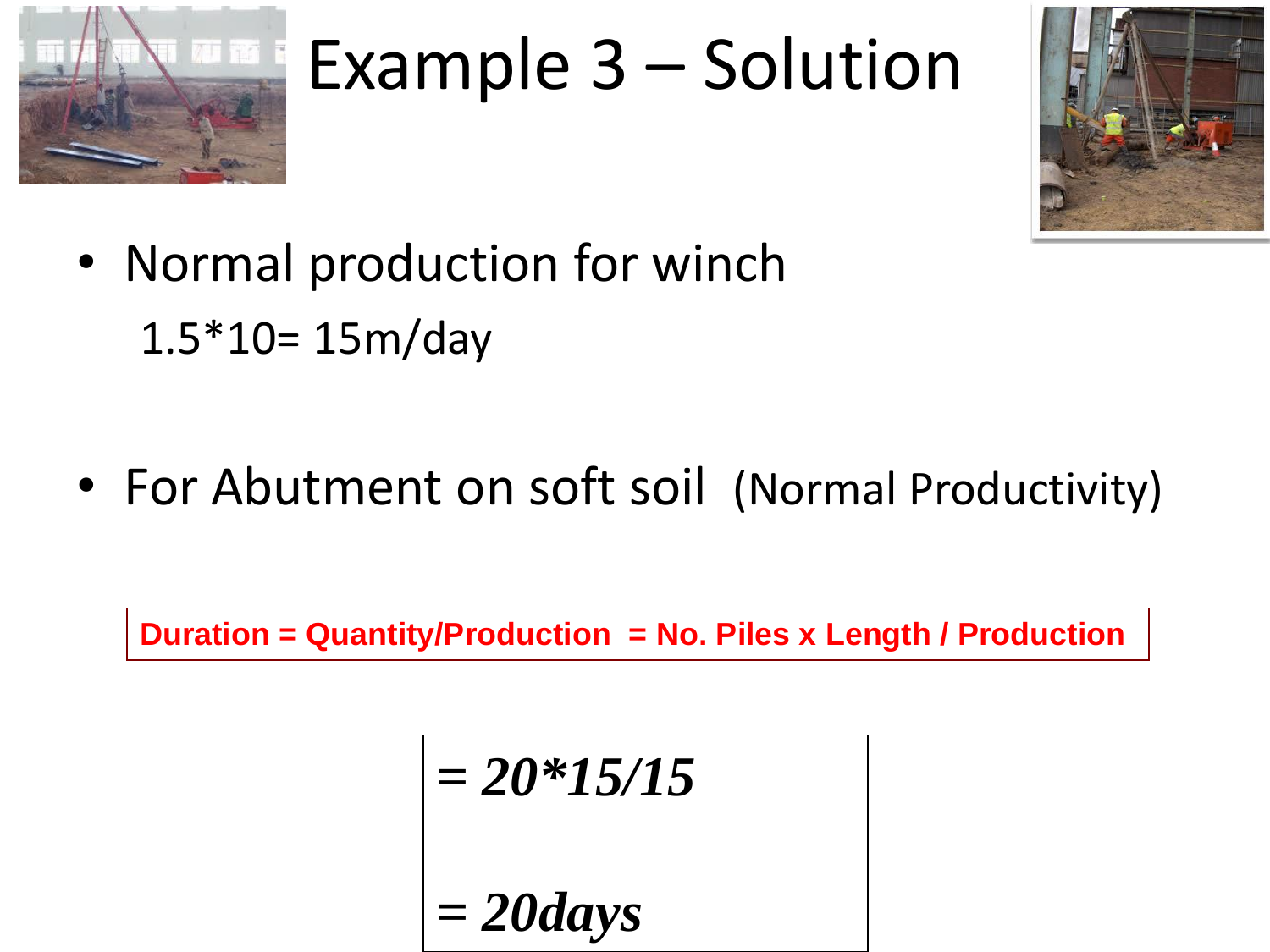# Example 3 – Solution

- Normal production for winch

  1.5*10= 15m/day

- For Abutment on soft soil (Normal Productivity)

**Duration = Quantity/Production = No. Piles x Length / Production**

***= 20*15/15***

***= 20days***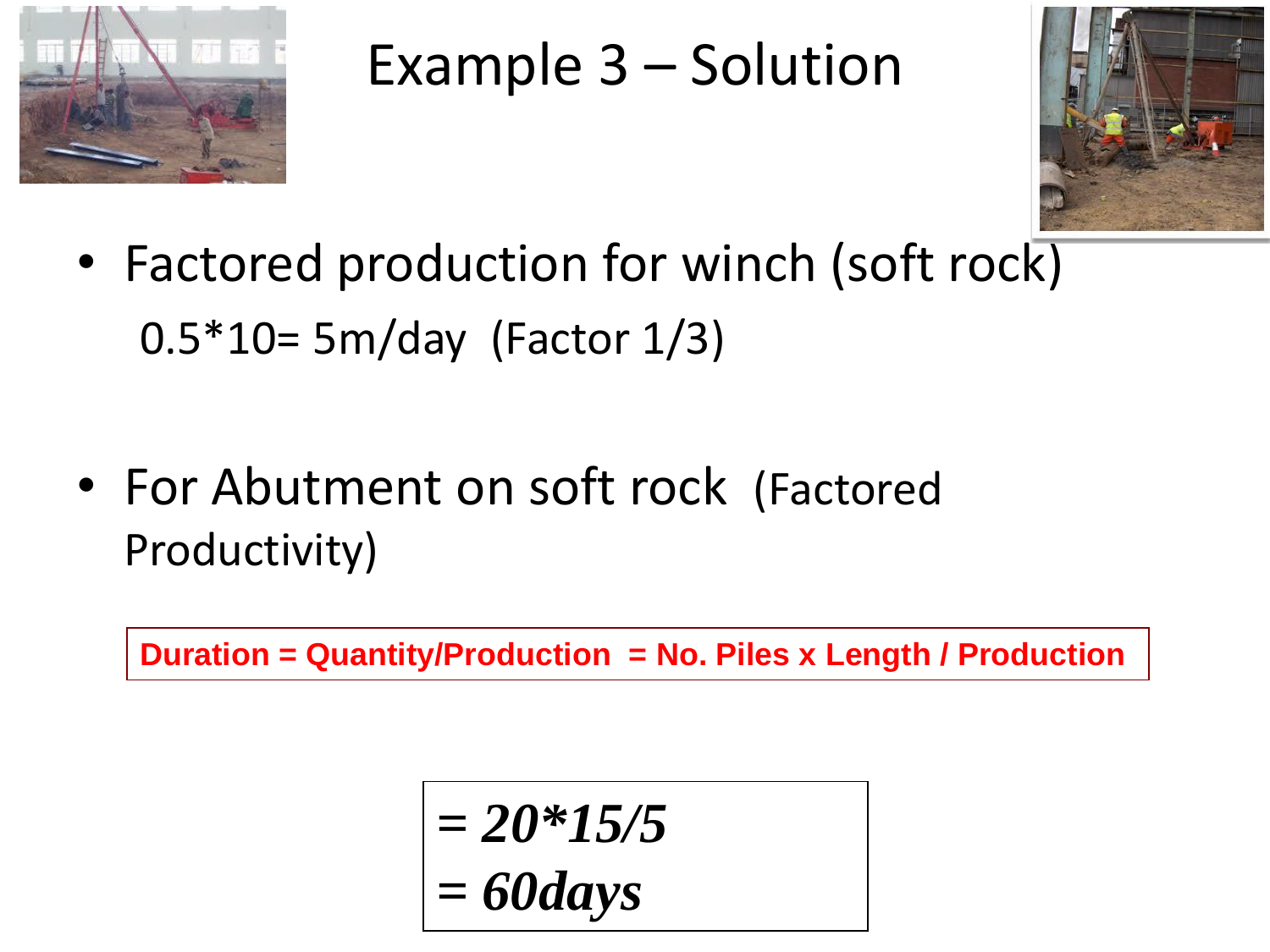# Example 3 – Solution

- Factored production for winch (soft rock)

  0.5*10= 5m/day (Factor 1/3)

- For Abutment on soft rock (Factored Productivity)

**Duration = Quantity/Production = No. Piles x Length / Production**

***= 20*15/5***
***= 60days***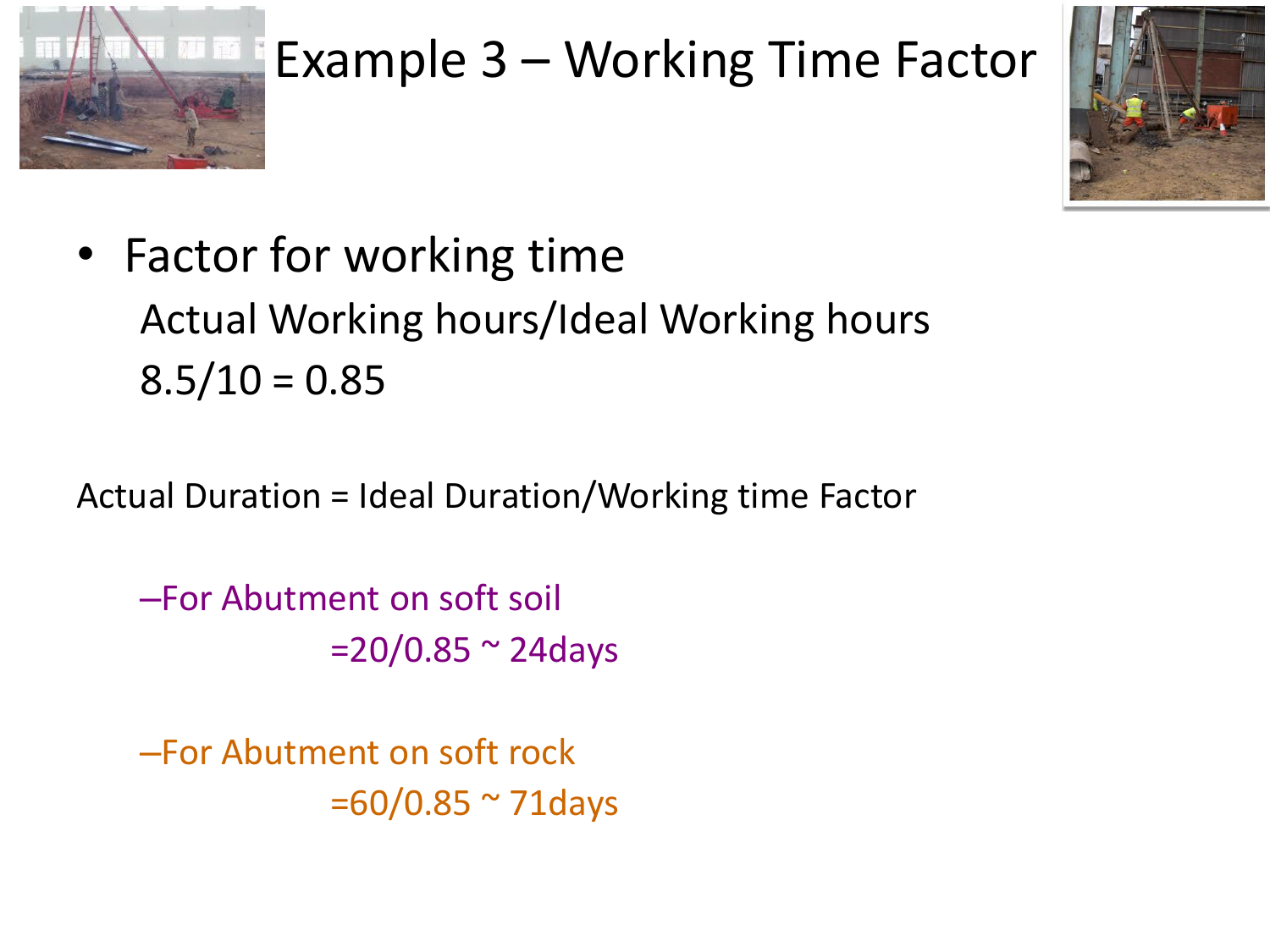# Example 3 – Working Time Factor

- Factor for working time

  Actual Working hours/Ideal Working hours

  8.5/10 = 0.85

Actual Duration = Ideal Duration/Working time Factor

–For Abutment on soft soil

=20/0.85 ~ 24days

–For Abutment on soft rock

=60/0.85 ~ 71days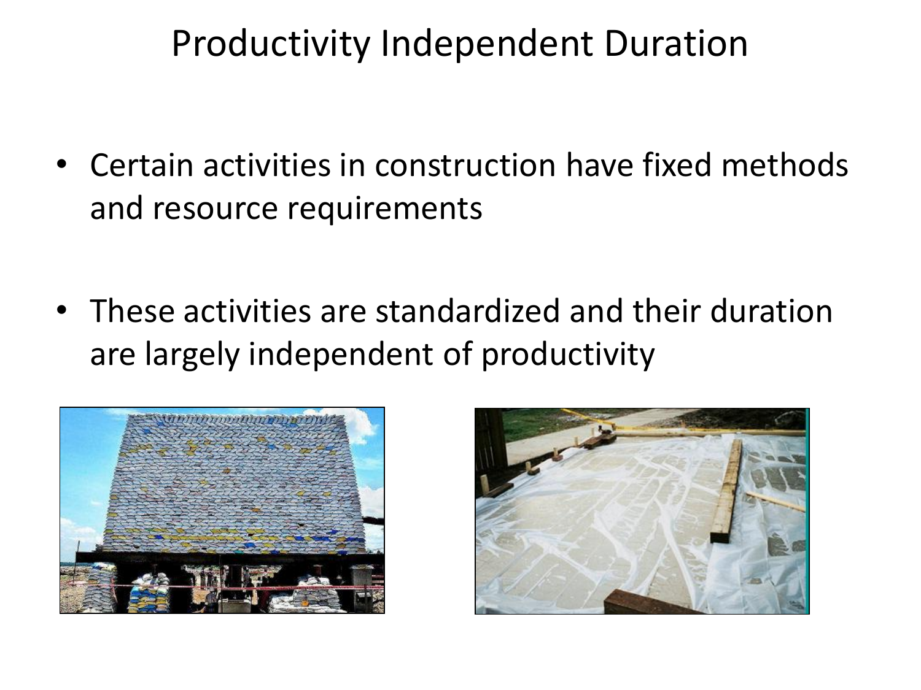# Productivity Independent Duration

- Certain activities in construction have fixed methods and resource requirements
- These activities are standardized and their duration are largely independent of productivity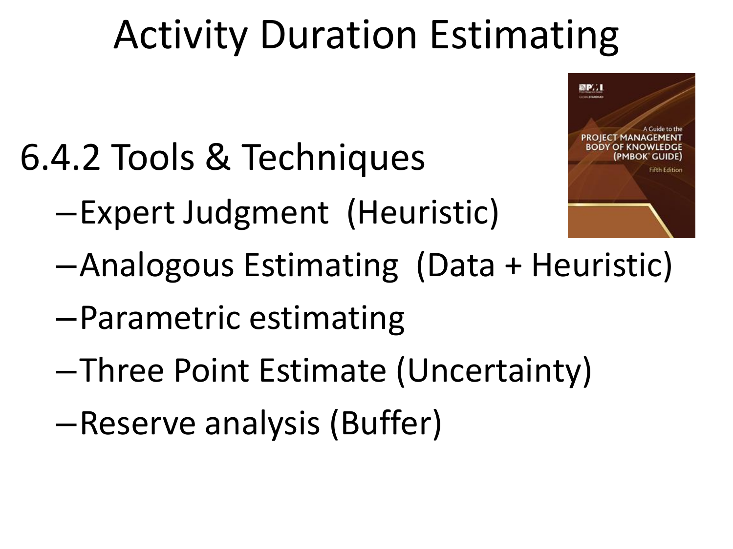# Activity Duration Estimating

## 6.4.2 Tools & Techniques

- Expert Judgment (Heuristic)
- Analogous Estimating (Data + Heuristic)
- Parametric estimating
- Three Point Estimate (Uncertainty)
- Reserve analysis (Buffer)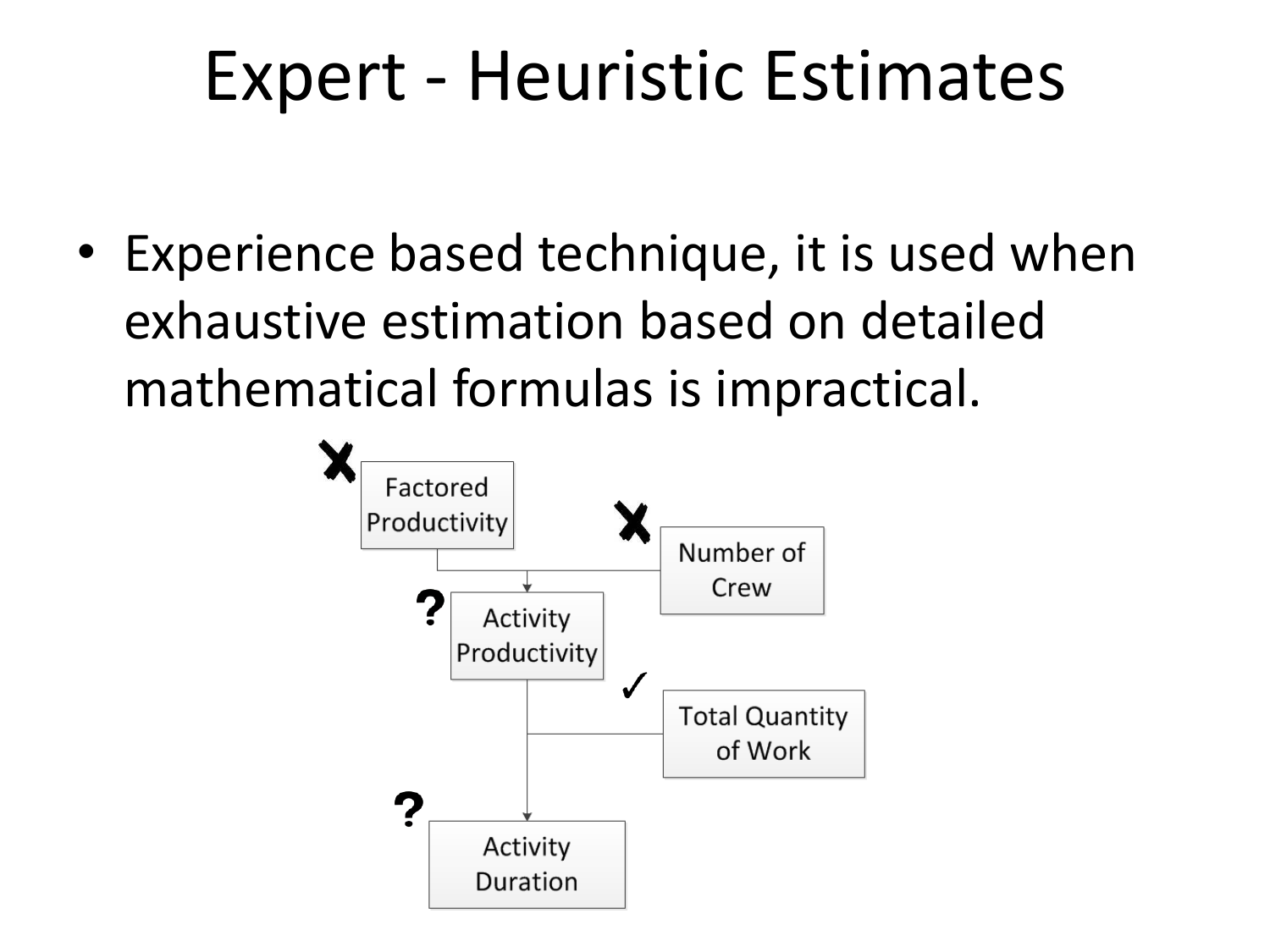# Expert - Heuristic Estimates

- Experience based technique, it is used when exhaustive estimation based on detailed mathematical formulas is impractical.

✗ Factored Productivity

✗ Number of Crew

? Activity Productivity

✓ Total Quantity of Work

? Activity Duration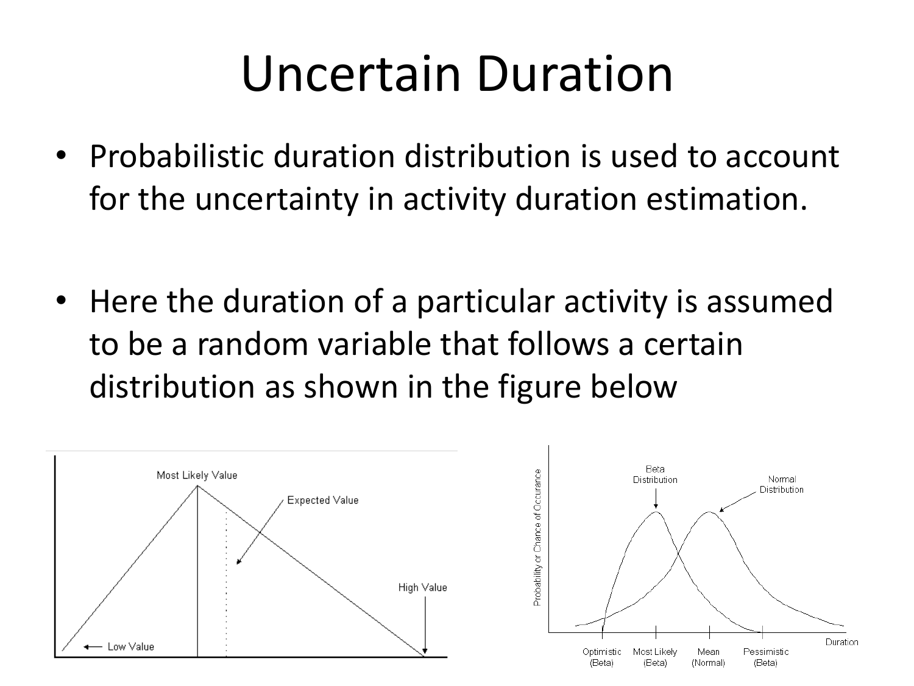# Uncertain Duration

- Probabilistic duration distribution is used to account for the uncertainty in activity duration estimation.

- Here the duration of a particular activity is assumed to be a random variable that follows a certain distribution as shown in the figure below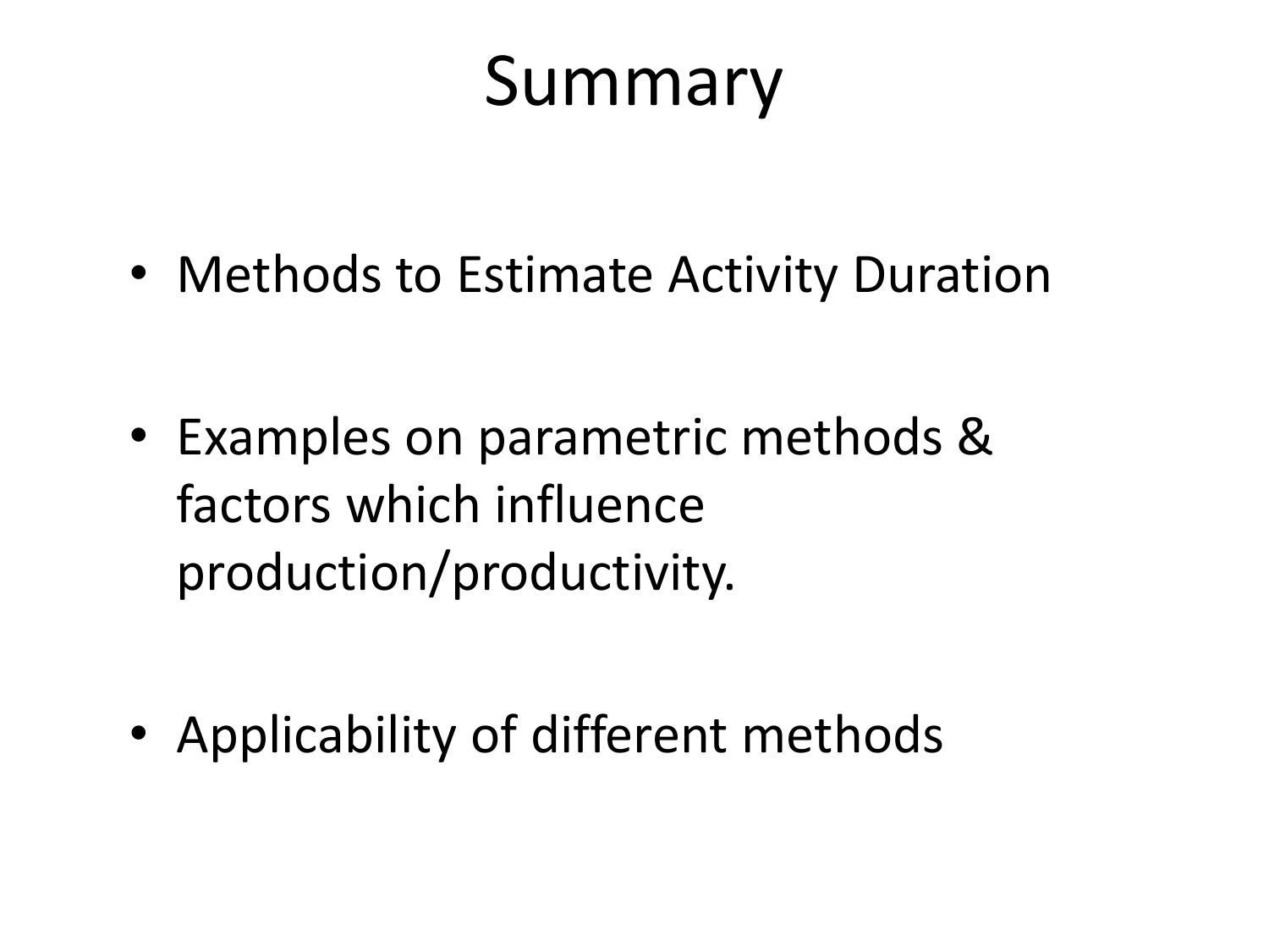# Summary

- Methods to Estimate Activity Duration

- Examples on parametric methods & factors which influence production/productivity.

- Applicability of different methods